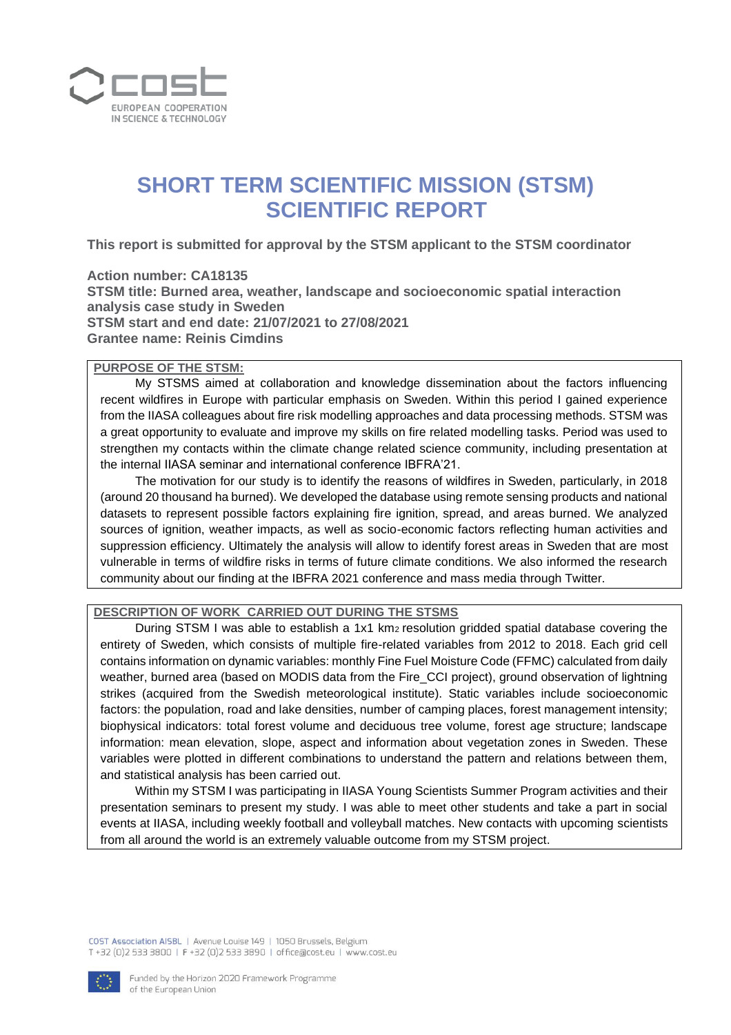# SHORT TERM SCIENTIFIC MISSION (STSM) SCIENTIFIC REPORT

**This report is submitted for approval by the STSM applicant to the STSM coordinator**

**Action number: CA18135**
**STSM title: Burned area, weather, landscape and socioeconomic spatial interaction analysis case study in Sweden**
**STSM start and end date: 21/07/2021 to 27/08/2021**
**Grantee name: Reinis Cimdins**

## PURPOSE OF THE STSM:

My STSMS aimed at collaboration and knowledge dissemination about the factors influencing recent wildfires in Europe with particular emphasis on Sweden. Within this period I gained experience from the IIASA colleagues about fire risk modelling approaches and data processing methods. STSM was a great opportunity to evaluate and improve my skills on fire related modelling tasks. Period was used to strengthen my contacts within the climate change related science community, including presentation at the internal IIASA seminar and international conference IBFRA'21.

The motivation for our study is to identify the reasons of wildfires in Sweden, particularly, in 2018 (around 20 thousand ha burned). We developed the database using remote sensing products and national datasets to represent possible factors explaining fire ignition, spread, and areas burned. We analyzed sources of ignition, weather impacts, as well as socio-economic factors reflecting human activities and suppression efficiency. Ultimately the analysis will allow to identify forest areas in Sweden that are most vulnerable in terms of wildfire risks in terms of future climate conditions. We also informed the research community about our finding at the IBFRA 2021 conference and mass media through Twitter.

## DESCRIPTION OF WORK CARRIED OUT DURING THE STSMS

During STSM I was able to establish a 1x1 $km^2$ resolution gridded spatial database covering the entirety of Sweden, which consists of multiple fire-related variables from 2012 to 2018. Each grid cell contains information on dynamic variables: monthly Fine Fuel Moisture Code (FFMC) calculated from daily weather, burned area (based on MODIS data from the Fire_CCI project), ground observation of lightning strikes (acquired from the Swedish meteorological institute). Static variables include socioeconomic factors: the population, road and lake densities, number of camping places, forest management intensity; biophysical indicators: total forest volume and deciduous tree volume, forest age structure; landscape information: mean elevation, slope, aspect and information about vegetation zones in Sweden. These variables were plotted in different combinations to understand the pattern and relations between them, and statistical analysis has been carried out.

Within my STSM I was participating in IIASA Young Scientists Summer Program activities and their presentation seminars to present my study. I was able to meet other students and take a part in social events at IIASA, including weekly football and volleyball matches. New contacts with upcoming scientists from all around the world is an extremely valuable outcome from my STSM project.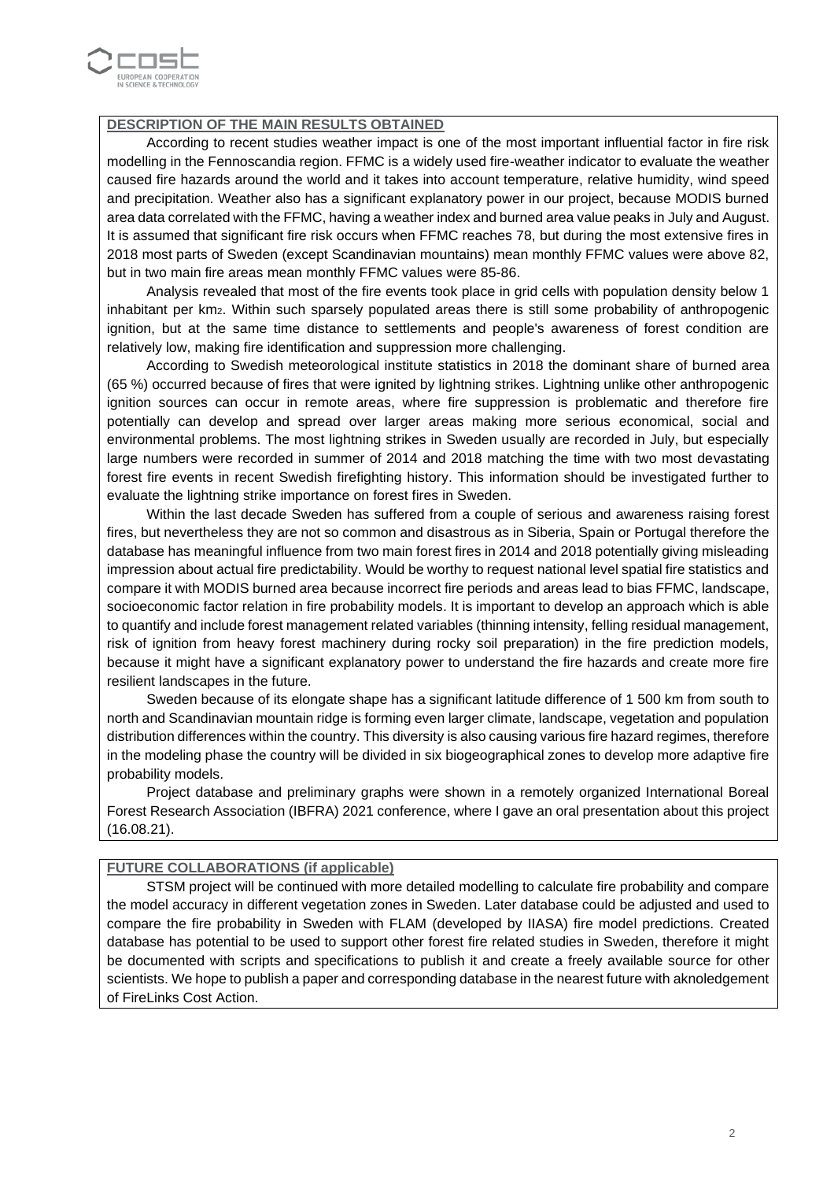## DESCRIPTION OF THE MAIN RESULTS OBTAINED

According to recent studies weather impact is one of the most important influential factor in fire risk modelling in the Fennoscandia region. FFMC is a widely used fire-weather indicator to evaluate the weather caused fire hazards around the world and it takes into account temperature, relative humidity, wind speed and precipitation. Weather also has a significant explanatory power in our project, because MODIS burned area data correlated with the FFMC, having a weather index and burned area value peaks in July and August. It is assumed that significant fire risk occurs when FFMC reaches 78, but during the most extensive fires in 2018 most parts of Sweden (except Scandinavian mountains) mean monthly FFMC values were above 82, but in two main fire areas mean monthly FFMC values were 85-86.

Analysis revealed that most of the fire events took place in grid cells with population density below 1 inhabitant per $km_2$. Within such sparsely populated areas there is still some probability of anthropogenic ignition, but at the same time distance to settlements and people's awareness of forest condition are relatively low, making fire identification and suppression more challenging.

According to Swedish meteorological institute statistics in 2018 the dominant share of burned area (65 %) occurred because of fires that were ignited by lightning strikes. Lightning unlike other anthropogenic ignition sources can occur in remote areas, where fire suppression is problematic and therefore fire potentially can develop and spread over larger areas making more serious economical, social and environmental problems. The most lightning strikes in Sweden usually are recorded in July, but especially large numbers were recorded in summer of 2014 and 2018 matching the time with two most devastating forest fire events in recent Swedish firefighting history. This information should be investigated further to evaluate the lightning strike importance on forest fires in Sweden.

Within the last decade Sweden has suffered from a couple of serious and awareness raising forest fires, but nevertheless they are not so common and disastrous as in Siberia, Spain or Portugal therefore the database has meaningful influence from two main forest fires in 2014 and 2018 potentially giving misleading impression about actual fire predictability. Would be worthy to request national level spatial fire statistics and compare it with MODIS burned area because incorrect fire periods and areas lead to bias FFMC, landscape, socioeconomic factor relation in fire probability models. It is important to develop an approach which is able to quantify and include forest management related variables (thinning intensity, felling residual management, risk of ignition from heavy forest machinery during rocky soil preparation) in the fire prediction models, because it might have a significant explanatory power to understand the fire hazards and create more fire resilient landscapes in the future.

Sweden because of its elongate shape has a significant latitude difference of 1 500 km from south to north and Scandinavian mountain ridge is forming even larger climate, landscape, vegetation and population distribution differences within the country. This diversity is also causing various fire hazard regimes, therefore in the modeling phase the country will be divided in six biogeographical zones to develop more adaptive fire probability models.

Project database and preliminary graphs were shown in a remotely organized International Boreal Forest Research Association (IBFRA) 2021 conference, where I gave an oral presentation about this project (16.08.21).

## FUTURE COLLABORATIONS (if applicable)

STSM project will be continued with more detailed modelling to calculate fire probability and compare the model accuracy in different vegetation zones in Sweden. Later database could be adjusted and used to compare the fire probability in Sweden with FLAM (developed by IIASA) fire model predictions. Created database has potential to be used to support other forest fire related studies in Sweden, therefore it might be documented with scripts and specifications to publish it and create a freely available source for other scientists. We hope to publish a paper and corresponding database in the nearest future with aknoledgement of FireLinks Cost Action.